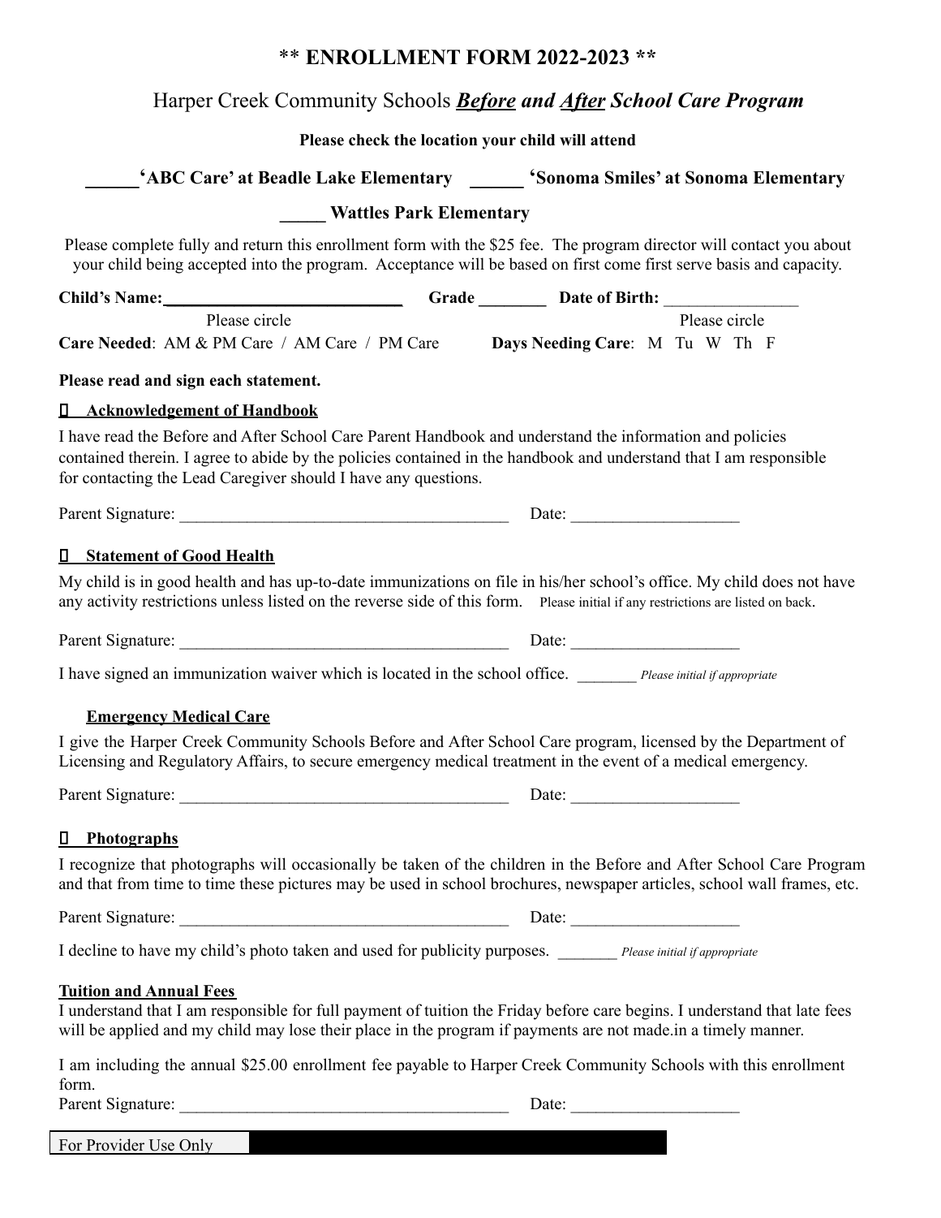# ** ENROLLMENT FORM 2022-2023 **

## Harper Creek Community Schools ***Before*** ***and*** ***After*** ***School Care Program***

**Please check the location your child will attend**

**______'ABC Care' at Beadle Lake Elementary ______ 'Sonoma Smiles' at Sonoma Elementary**

**_____ Wattles Park Elementary**

Please complete fully and return this enrollment form with the $25 fee. The program director will contact you about your child being accepted into the program. Acceptance will be based on first come first serve basis and capacity.

**Child's Name:**____________________________ **Grade** ________ **Date of Birth:** ________________

Please circle — **Care Needed**: AM & PM Care / AM Care / PM Care

Please circle — **Days Needing Care**: M Tu W Th F

**Please read and sign each statement.**

**☐ Acknowledgement of Handbook**

I have read the Before and After School Care Parent Handbook and understand the information and policies contained therein. I agree to abide by the policies contained in the handbook and understand that I am responsible for contacting the Lead Caregiver should I have any questions.

Parent Signature: _______________________________________ Date: ___________________

**☐ Statement of Good Health**

My child is in good health and has up-to-date immunizations on file in his/her school's office. My child does not have any activity restrictions unless listed on the reverse side of this form. Please initial if any restrictions are listed on back.

Parent Signature: _______________________________________ Date: ___________________

I have signed an immunization waiver which is located in the school office. _______ *Please initial if appropriate*

**Emergency Medical Care**

I give the Harper Creek Community Schools Before and After School Care program, licensed by the Department of Licensing and Regulatory Affairs, to secure emergency medical treatment in the event of a medical emergency.

Parent Signature: _______________________________________ Date: ___________________

**☐ Photographs**

I recognize that photographs will occasionally be taken of the children in the Before and After School Care Program and that from time to time these pictures may be used in school brochures, newspaper articles, school wall frames, etc.

Parent Signature: _______________________________________ Date: ___________________

I decline to have my child's photo taken and used for publicity purposes. _______ *Please initial if appropriate*

**Tuition and Annual Fees**

I understand that I am responsible for full payment of tuition the Friday before care begins. I understand that late fees will be applied and my child may lose their place in the program if payments are not made.in a timely manner.

I am including the annual $25.00 enrollment fee payable to Harper Creek Community Schools with this enrollment form.

Parent Signature: _______________________________________ Date: ___________________

For Provider Use Only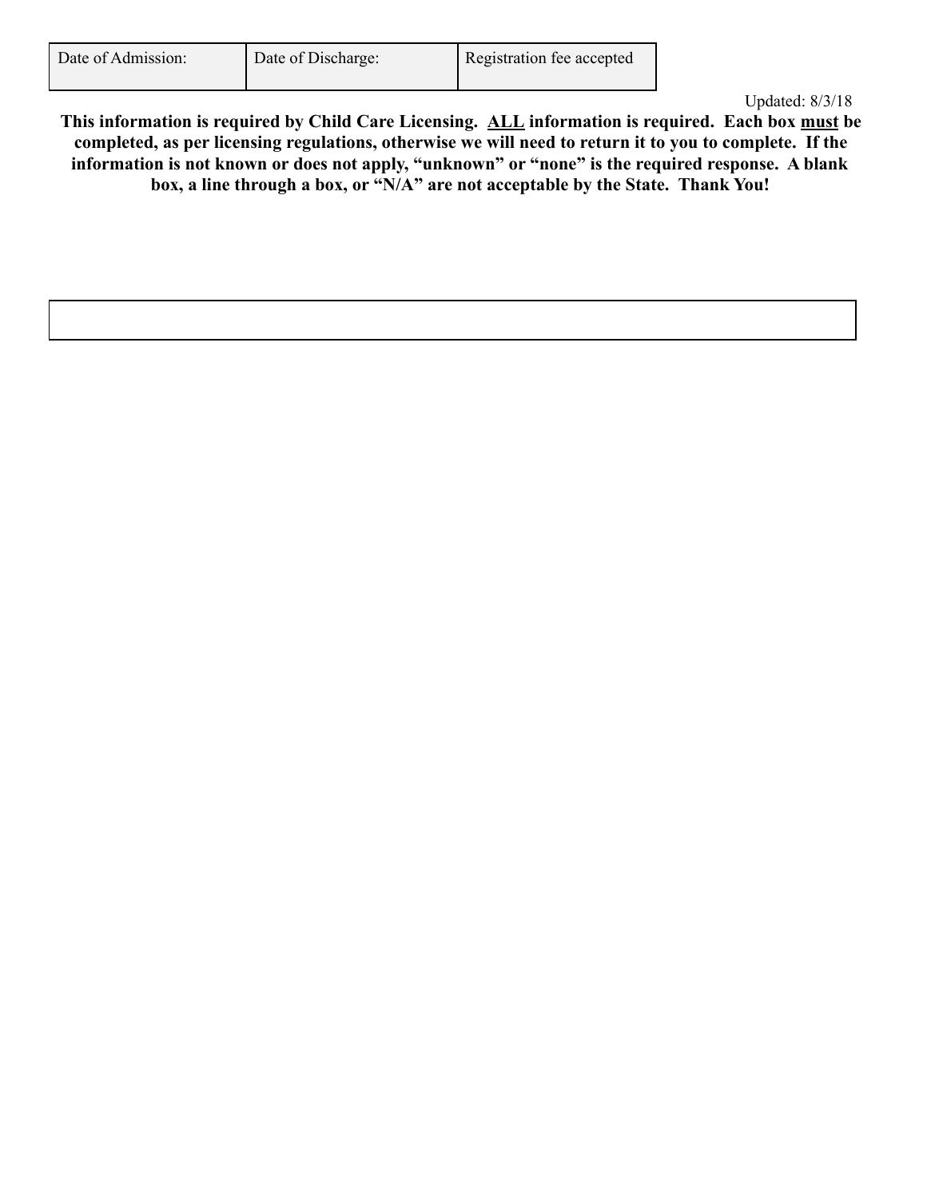| Date of Admission: | Date of Discharge: | Registration fee accepted |
|---|---|---|

Updated: 8/3/18

**This information is required by Child Care Licensing. ALL information is required. Each box must be completed, as per licensing regulations, otherwise we will need to return it to you to complete. If the information is not known or does not apply, "unknown" or "none" is the required response. A blank box, a line through a box, or "N/A" are not acceptable by the State. Thank You!**